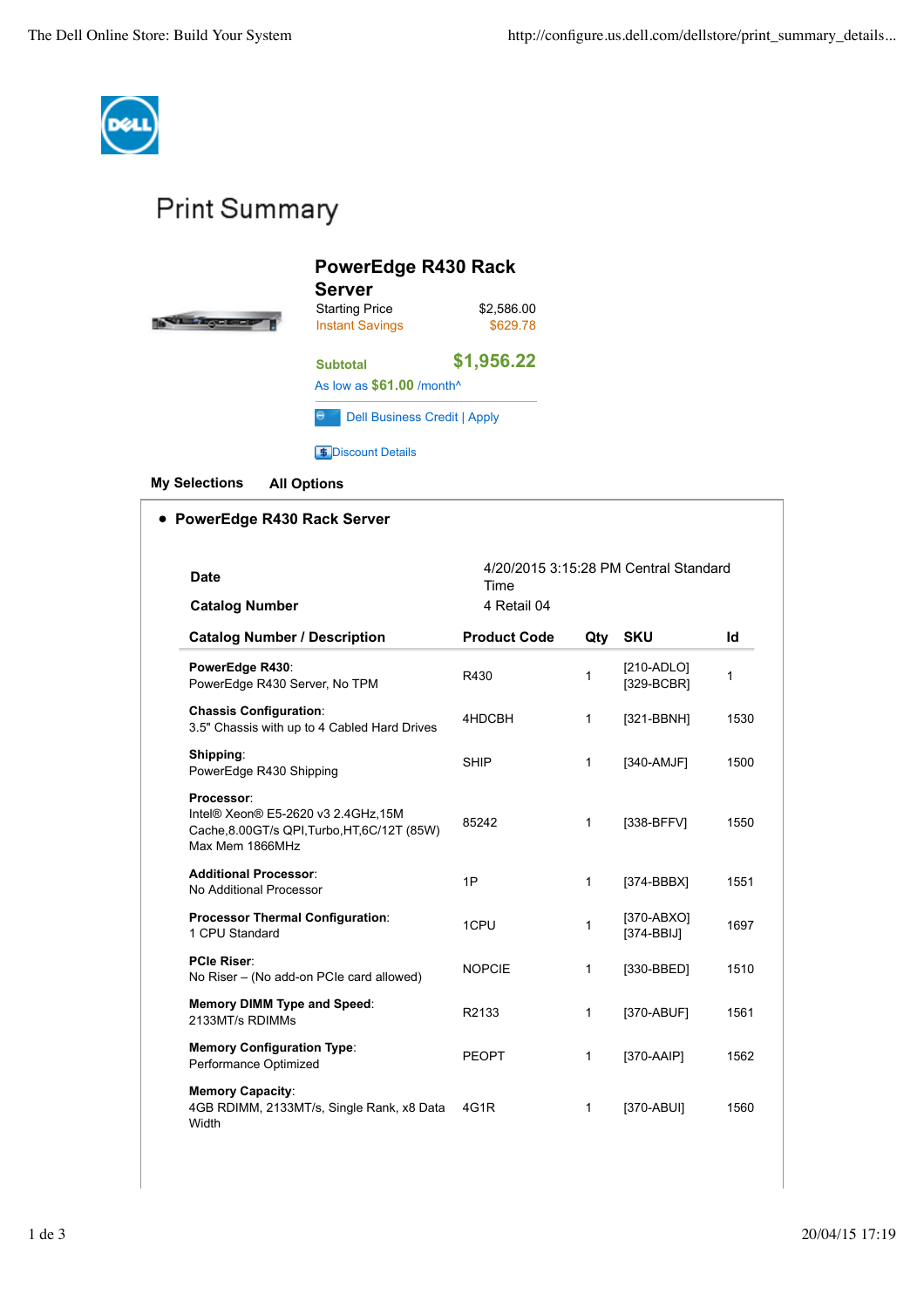# Print Summary

## PowerEdge R430 Rack Server

| | |
|---|---|
| Starting Price | $2,586.00 |
| Instant Savings | $629.78 |
| **Subtotal** | **$1,956.22** |

As low as **$61.00** /month^

Dell Business Credit | Apply

Discount Details

**My Selections** **All Options**

- **PowerEdge R430 Rack Server**

| | |
|---|---|
| **Date** | 4/20/2015 3:15:28 PM Central Standard Time |
| **Catalog Number** | 4 Retail 04 |

| Catalog Number / Description | Product Code | Qty | SKU | Id |
|---|---|---|---|---|
| **PowerEdge R430**: PowerEdge R430 Server, No TPM | R430 | 1 | [210-ADLO] [329-BCBR] | 1 |
| **Chassis Configuration**: 3.5" Chassis with up to 4 Cabled Hard Drives | 4HDCBH | 1 | [321-BBNH] | 1530 |
| **Shipping**: PowerEdge R430 Shipping | SHIP | 1 | [340-AMJF] | 1500 |
| **Processor**: Intel® Xeon® E5-2620 v3 2.4GHz,15M Cache,8.00GT/s QPI,Turbo,HT,6C/12T (85W) Max Mem 1866MHz | 85242 | 1 | [338-BFFV] | 1550 |
| **Additional Processor**: No Additional Processor | 1P | 1 | [374-BBBX] | 1551 |
| **Processor Thermal Configuration**: 1 CPU Standard | 1CPU | 1 | [370-ABXO] [374-BBIJ] | 1697 |
| **PCIe Riser**: No Riser – (No add-on PCIe card allowed) | NOPCIE | 1 | [330-BBED] | 1510 |
| **Memory DIMM Type and Speed**: 2133MT/s RDIMMs | R2133 | 1 | [370-ABUF] | 1561 |
| **Memory Configuration Type**: Performance Optimized | PEOPT | 1 | [370-AAIP] | 1562 |
| **Memory Capacity**: 4GB RDIMM, 2133MT/s, Single Rank, x8 Data Width | 4G1R | 1 | [370-ABUI] | 1560 |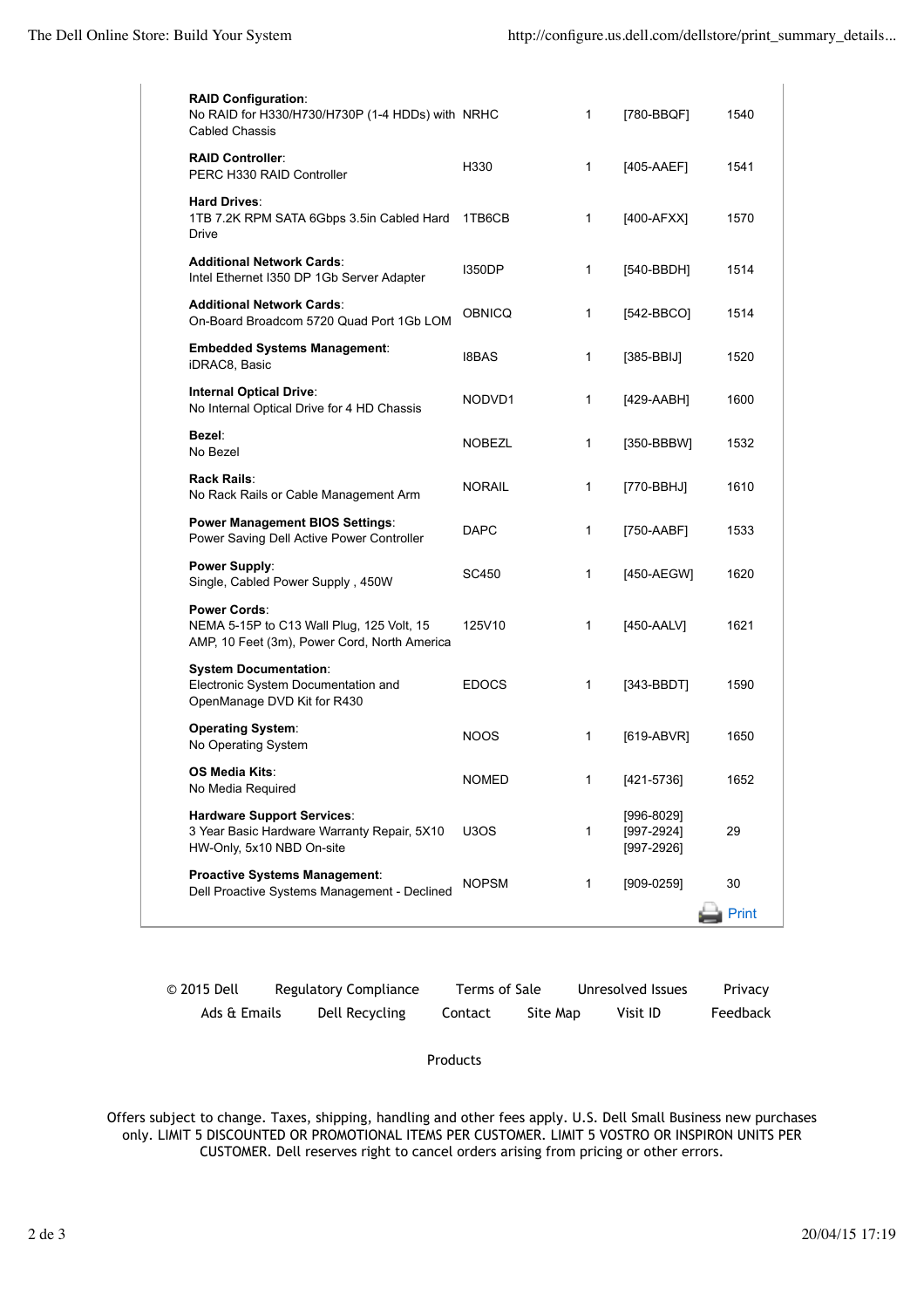| Description | Code | Qty | SKU | ID |
| --- | --- | --- | --- | --- |
| **RAID Configuration**: No RAID for H330/H730/H730P (1-4 HDDs) with Cabled Chassis | NRHC | 1 | [780-BBQF] | 1540 |
| **RAID Controller**: PERC H330 RAID Controller | H330 | 1 | [405-AAEF] | 1541 |
| **Hard Drives**: 1TB 7.2K RPM SATA 6Gbps 3.5in Cabled Hard Drive | 1TB6CB | 1 | [400-AFXX] | 1570 |
| **Additional Network Cards**: Intel Ethernet I350 DP 1Gb Server Adapter | I350DP | 1 | [540-BBDH] | 1514 |
| **Additional Network Cards**: On-Board Broadcom 5720 Quad Port 1Gb LOM | OBNICQ | 1 | [542-BBCO] | 1514 |
| **Embedded Systems Management**: iDRAC8, Basic | I8BAS | 1 | [385-BBIJ] | 1520 |
| **Internal Optical Drive**: No Internal Optical Drive for 4 HD Chassis | NODVD1 | 1 | [429-AABH] | 1600 |
| **Bezel**: No Bezel | NOBEZL | 1 | [350-BBBW] | 1532 |
| **Rack Rails**: No Rack Rails or Cable Management Arm | NORAIL | 1 | [770-BBHJ] | 1610 |
| **Power Management BIOS Settings**: Power Saving Dell Active Power Controller | DAPC | 1 | [750-AABF] | 1533 |
| **Power Supply**: Single, Cabled Power Supply , 450W | SC450 | 1 | [450-AEGW] | 1620 |
| **Power Cords**: NEMA 5-15P to C13 Wall Plug, 125 Volt, 15 AMP, 10 Feet (3m), Power Cord, North America | 125V10 | 1 | [450-AALV] | 1621 |
| **System Documentation**: Electronic System Documentation and OpenManage DVD Kit for R430 | EDOCS | 1 | [343-BBDT] | 1590 |
| **Operating System**: No Operating System | NOOS | 1 | [619-ABVR] | 1650 |
| **OS Media Kits**: No Media Required | NOMED | 1 | [421-5736] | 1652 |
| **Hardware Support Services**: 3 Year Basic Hardware Warranty Repair, 5X10 HW-Only, 5x10 NBD On-site | U3OS | 1 | [996-8029] [997-2924] [997-2926] | 29 |
| **Proactive Systems Management**: Dell Proactive Systems Management - Declined | NOPSM | 1 | [909-0259] | 30 |

Print

© 2015 Dell | Regulatory Compliance | Terms of Sale | Unresolved Issues | Privacy | Ads & Emails | Dell Recycling | Contact | Site Map | Visit ID | Feedback

Products

Offers subject to change. Taxes, shipping, handling and other fees apply. U.S. Dell Small Business new purchases only. LIMIT 5 DISCOUNTED OR PROMOTIONAL ITEMS PER CUSTOMER. LIMIT 5 VOSTRO OR INSPIRON UNITS PER CUSTOMER. Dell reserves right to cancel orders arising from pricing or other errors.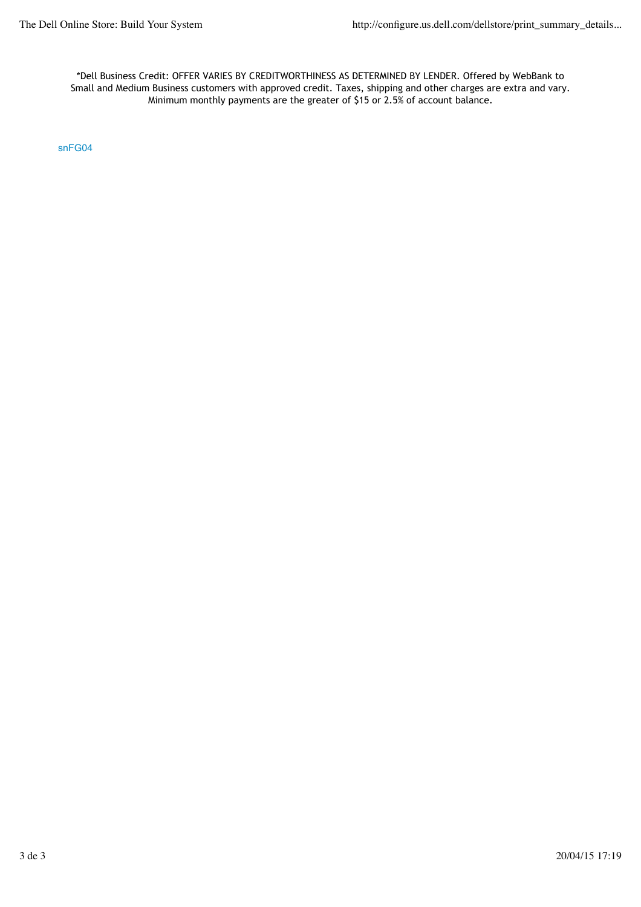*Dell Business Credit: OFFER VARIES BY CREDITWORTHINESS AS DETERMINED BY LENDER. Offered by WebBank to Small and Medium Business customers with approved credit. Taxes, shipping and other charges are extra and vary. Minimum monthly payments are the greater of $15 or 2.5% of account balance.

snFG04